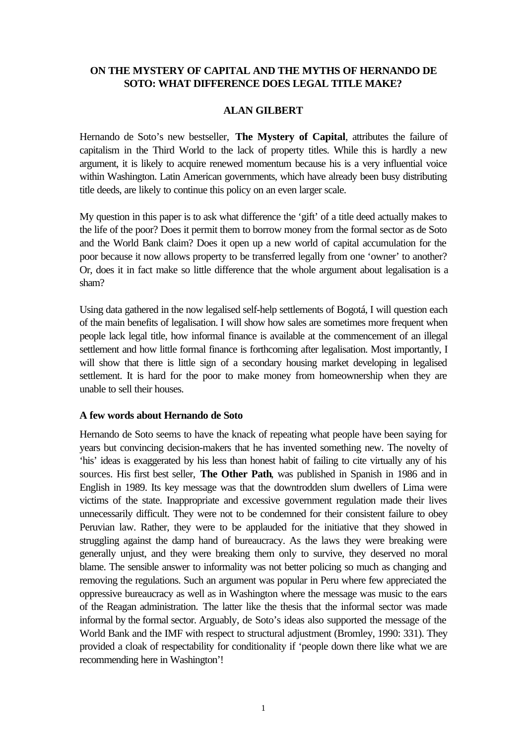# ON THE MYSTERY OF CAPITAL AND THE MYTHS OF HERNANDO DE SOTO: WHAT DIFFERENCE DOES LEGAL TITLE MAKE?

**ALAN GILBERT**

Hernando de Soto's new bestseller, **The Mystery of Capital**, attributes the failure of capitalism in the Third World to the lack of property titles. While this is hardly a new argument, it is likely to acquire renewed momentum because his is a very influential voice within Washington. Latin American governments, which have already been busy distributing title deeds, are likely to continue this policy on an even larger scale.

My question in this paper is to ask what difference the 'gift' of a title deed actually makes to the life of the poor? Does it permit them to borrow money from the formal sector as de Soto and the World Bank claim? Does it open up a new world of capital accumulation for the poor because it now allows property to be transferred legally from one 'owner' to another? Or, does it in fact make so little difference that the whole argument about legalisation is a sham?

Using data gathered in the now legalised self-help settlements of Bogotá, I will question each of the main benefits of legalisation. I will show how sales are sometimes more frequent when people lack legal title, how informal finance is available at the commencement of an illegal settlement and how little formal finance is forthcoming after legalisation. Most importantly, I will show that there is little sign of a secondary housing market developing in legalised settlement. It is hard for the poor to make money from homeownership when they are unable to sell their houses.

**A few words about Hernando de Soto**

Hernando de Soto seems to have the knack of repeating what people have been saying for years but convincing decision-makers that he has invented something new. The novelty of 'his' ideas is exaggerated by his less than honest habit of failing to cite virtually any of his sources. His first best seller, **The Other Path**, was published in Spanish in 1986 and in English in 1989. Its key message was that the downtrodden slum dwellers of Lima were victims of the state. Inappropriate and excessive government regulation made their lives unnecessarily difficult. They were not to be condemned for their consistent failure to obey Peruvian law. Rather, they were to be applauded for the initiative that they showed in struggling against the damp hand of bureaucracy. As the laws they were breaking were generally unjust, and they were breaking them only to survive, they deserved no moral blame. The sensible answer to informality was not better policing so much as changing and removing the regulations. Such an argument was popular in Peru where few appreciated the oppressive bureaucracy as well as in Washington where the message was music to the ears of the Reagan administration. The latter like the thesis that the informal sector was made informal by the formal sector. Arguably, de Soto's ideas also supported the message of the World Bank and the IMF with respect to structural adjustment (Bromley, 1990: 331). They provided a cloak of respectability for conditionality if 'people down there like what we are recommending here in Washington'!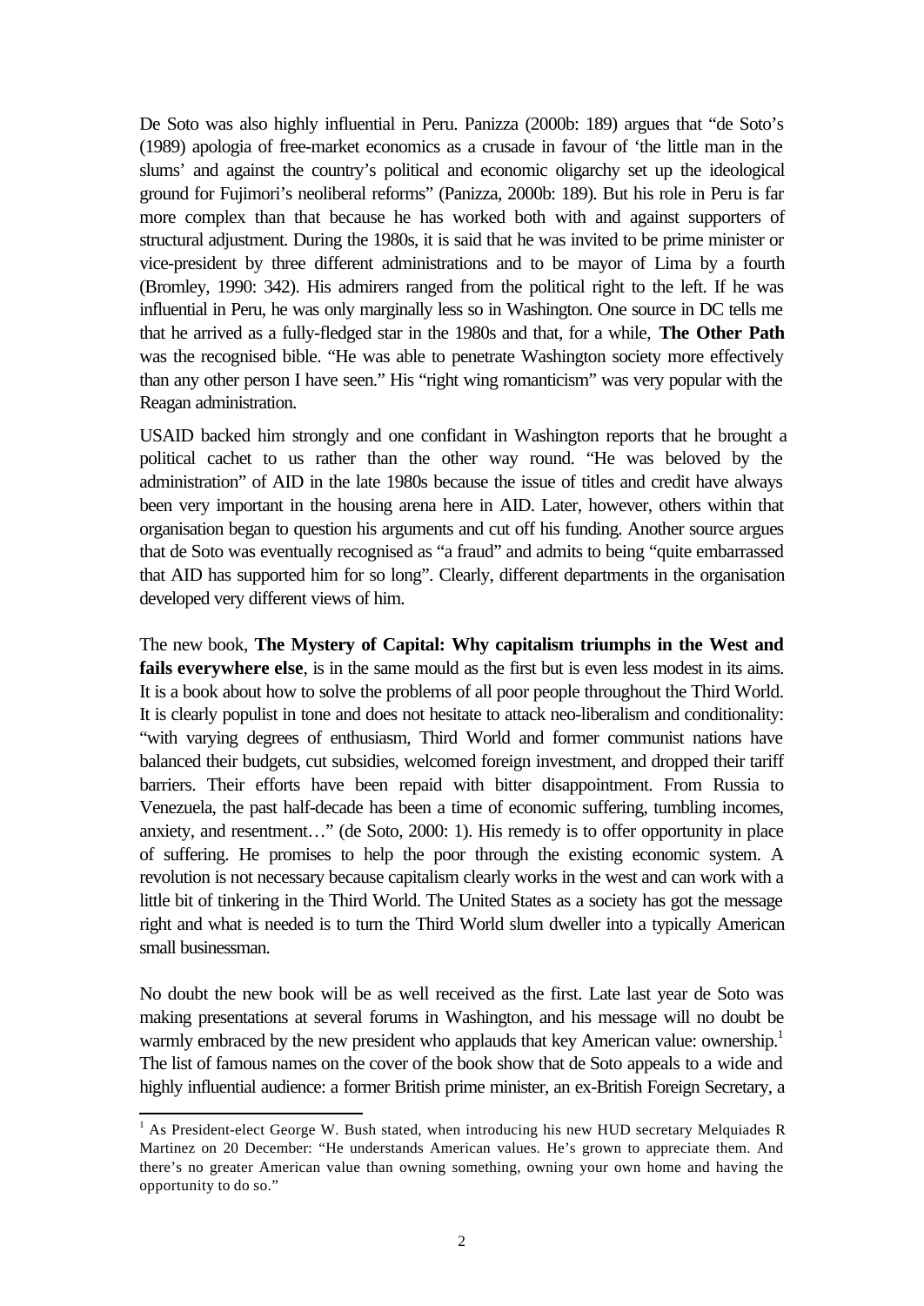De Soto was also highly influential in Peru. Panizza (2000b: 189) argues that "de Soto's (1989) apologia of free-market economics as a crusade in favour of 'the little man in the slums' and against the country's political and economic oligarchy set up the ideological ground for Fujimori's neoliberal reforms" (Panizza, 2000b: 189). But his role in Peru is far more complex than that because he has worked both with and against supporters of structural adjustment. During the 1980s, it is said that he was invited to be prime minister or vice-president by three different administrations and to be mayor of Lima by a fourth (Bromley, 1990: 342). His admirers ranged from the political right to the left. If he was influential in Peru, he was only marginally less so in Washington. One source in DC tells me that he arrived as a fully-fledged star in the 1980s and that, for a while, **The Other Path** was the recognised bible. "He was able to penetrate Washington society more effectively than any other person I have seen." His "right wing romanticism" was very popular with the Reagan administration.

USAID backed him strongly and one confidant in Washington reports that he brought a political cachet to us rather than the other way round. "He was beloved by the administration" of AID in the late 1980s because the issue of titles and credit have always been very important in the housing arena here in AID. Later, however, others within that organisation began to question his arguments and cut off his funding. Another source argues that de Soto was eventually recognised as "a fraud" and admits to being "quite embarrassed that AID has supported him for so long". Clearly, different departments in the organisation developed very different views of him.

The new book, **The Mystery of Capital: Why capitalism triumphs in the West and fails everywhere else**, is in the same mould as the first but is even less modest in its aims. It is a book about how to solve the problems of all poor people throughout the Third World. It is clearly populist in tone and does not hesitate to attack neo-liberalism and conditionality: "with varying degrees of enthusiasm, Third World and former communist nations have balanced their budgets, cut subsidies, welcomed foreign investment, and dropped their tariff barriers. Their efforts have been repaid with bitter disappointment. From Russia to Venezuela, the past half-decade has been a time of economic suffering, tumbling incomes, anxiety, and resentment…" (de Soto, 2000: 1). His remedy is to offer opportunity in place of suffering. He promises to help the poor through the existing economic system. A revolution is not necessary because capitalism clearly works in the west and can work with a little bit of tinkering in the Third World. The United States as a society has got the message right and what is needed is to turn the Third World slum dweller into a typically American small businessman.

No doubt the new book will be as well received as the first. Late last year de Soto was making presentations at several forums in Washington, and his message will no doubt be warmly embraced by the new president who applauds that key American value: ownership.[1] The list of famous names on the cover of the book show that de Soto appeals to a wide and highly influential audience: a former British prime minister, an ex-British Foreign Secretary, a

---

[1] As President-elect George W. Bush stated, when introducing his new HUD secretary Melquiades R Martinez on 20 December: "He understands American values. He's grown to appreciate them. And there's no greater American value than owning something, owning your own home and having the opportunity to do so."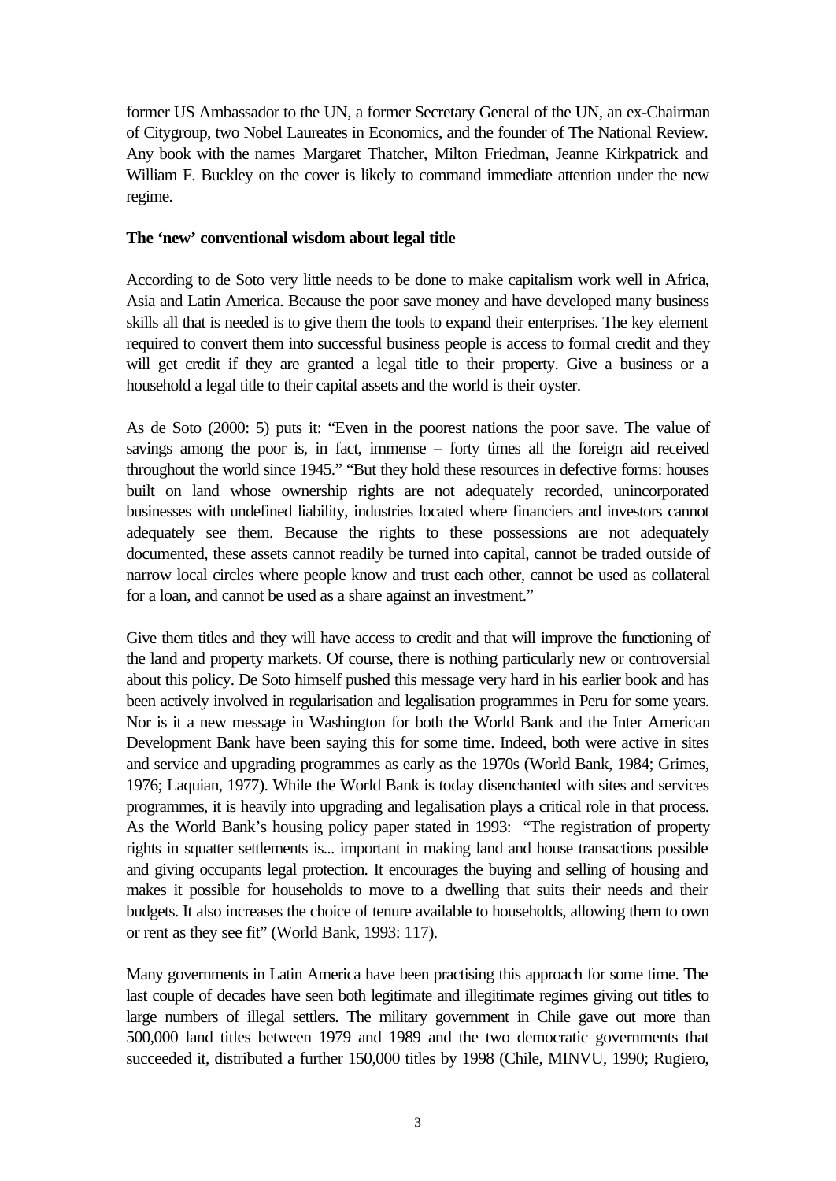former US Ambassador to the UN, a former Secretary General of the UN, an ex-Chairman of Citygroup, two Nobel Laureates in Economics, and the founder of The National Review. Any book with the names Margaret Thatcher, Milton Friedman, Jeanne Kirkpatrick and William F. Buckley on the cover is likely to command immediate attention under the new regime.

**The 'new' conventional wisdom about legal title**

According to de Soto very little needs to be done to make capitalism work well in Africa, Asia and Latin America. Because the poor save money and have developed many business skills all that is needed is to give them the tools to expand their enterprises. The key element required to convert them into successful business people is access to formal credit and they will get credit if they are granted a legal title to their property. Give a business or a household a legal title to their capital assets and the world is their oyster.

As de Soto (2000: 5) puts it: "Even in the poorest nations the poor save. The value of savings among the poor is, in fact, immense – forty times all the foreign aid received throughout the world since 1945." "But they hold these resources in defective forms: houses built on land whose ownership rights are not adequately recorded, unincorporated businesses with undefined liability, industries located where financiers and investors cannot adequately see them. Because the rights to these possessions are not adequately documented, these assets cannot readily be turned into capital, cannot be traded outside of narrow local circles where people know and trust each other, cannot be used as collateral for a loan, and cannot be used as a share against an investment."

Give them titles and they will have access to credit and that will improve the functioning of the land and property markets. Of course, there is nothing particularly new or controversial about this policy. De Soto himself pushed this message very hard in his earlier book and has been actively involved in regularisation and legalisation programmes in Peru for some years. Nor is it a new message in Washington for both the World Bank and the Inter American Development Bank have been saying this for some time. Indeed, both were active in sites and service and upgrading programmes as early as the 1970s (World Bank, 1984; Grimes, 1976; Laquian, 1977). While the World Bank is today disenchanted with sites and services programmes, it is heavily into upgrading and legalisation plays a critical role in that process. As the World Bank's housing policy paper stated in 1993: "The registration of property rights in squatter settlements is... important in making land and house transactions possible and giving occupants legal protection. It encourages the buying and selling of housing and makes it possible for households to move to a dwelling that suits their needs and their budgets. It also increases the choice of tenure available to households, allowing them to own or rent as they see fit" (World Bank, 1993: 117).

Many governments in Latin America have been practising this approach for some time. The last couple of decades have seen both legitimate and illegitimate regimes giving out titles to large numbers of illegal settlers. The military government in Chile gave out more than 500,000 land titles between 1979 and 1989 and the two democratic governments that succeeded it, distributed a further 150,000 titles by 1998 (Chile, MINVU, 1990; Rugiero,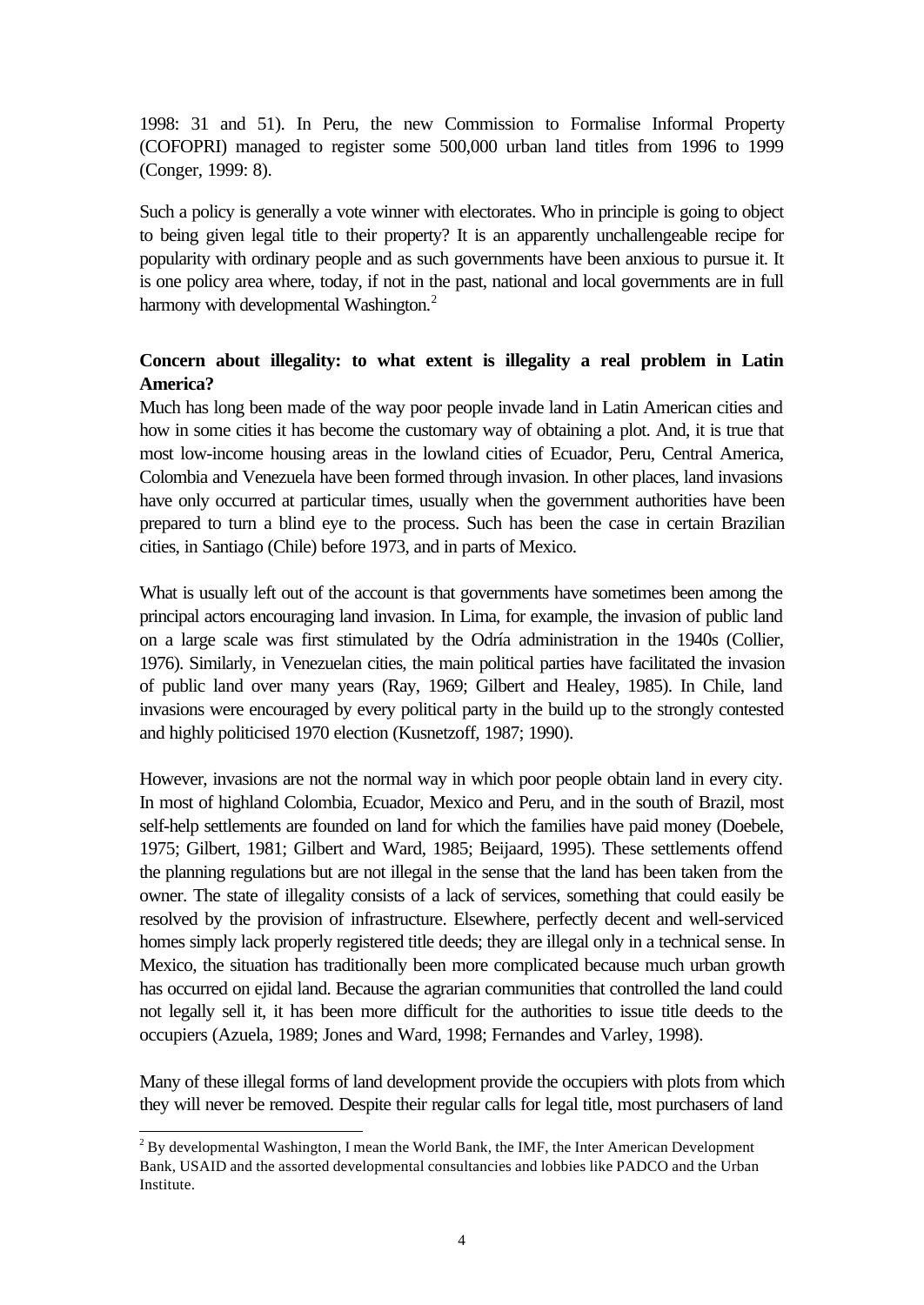1998: 31 and 51). In Peru, the new Commission to Formalise Informal Property (COFOPRI) managed to register some 500,000 urban land titles from 1996 to 1999 (Conger, 1999: 8).

Such a policy is generally a vote winner with electorates. Who in principle is going to object to being given legal title to their property? It is an apparently unchallengeable recipe for popularity with ordinary people and as such governments have been anxious to pursue it. It is one policy area where, today, if not in the past, national and local governments are in full harmony with developmental Washington.[2]

**Concern about illegality: to what extent is illegality a real problem in Latin America?**

Much has long been made of the way poor people invade land in Latin American cities and how in some cities it has become the customary way of obtaining a plot. And, it is true that most low-income housing areas in the lowland cities of Ecuador, Peru, Central America, Colombia and Venezuela have been formed through invasion. In other places, land invasions have only occurred at particular times, usually when the government authorities have been prepared to turn a blind eye to the process. Such has been the case in certain Brazilian cities, in Santiago (Chile) before 1973, and in parts of Mexico.

What is usually left out of the account is that governments have sometimes been among the principal actors encouraging land invasion. In Lima, for example, the invasion of public land on a large scale was first stimulated by the Odría administration in the 1940s (Collier, 1976). Similarly, in Venezuelan cities, the main political parties have facilitated the invasion of public land over many years (Ray, 1969; Gilbert and Healey, 1985). In Chile, land invasions were encouraged by every political party in the build up to the strongly contested and highly politicised 1970 election (Kusnetzoff, 1987; 1990).

However, invasions are not the normal way in which poor people obtain land in every city. In most of highland Colombia, Ecuador, Mexico and Peru, and in the south of Brazil, most self-help settlements are founded on land for which the families have paid money (Doebele, 1975; Gilbert, 1981; Gilbert and Ward, 1985; Beijaard, 1995). These settlements offend the planning regulations but are not illegal in the sense that the land has been taken from the owner. The state of illegality consists of a lack of services, something that could easily be resolved by the provision of infrastructure. Elsewhere, perfectly decent and well-serviced homes simply lack properly registered title deeds; they are illegal only in a technical sense. In Mexico, the situation has traditionally been more complicated because much urban growth has occurred on ejidal land. Because the agrarian communities that controlled the land could not legally sell it, it has been more difficult for the authorities to issue title deeds to the occupiers (Azuela, 1989; Jones and Ward, 1998; Fernandes and Varley, 1998).

Many of these illegal forms of land development provide the occupiers with plots from which they will never be removed. Despite their regular calls for legal title, most purchasers of land

[2] By developmental Washington, I mean the World Bank, the IMF, the Inter American Development Bank, USAID and the assorted developmental consultancies and lobbies like PADCO and the Urban Institute.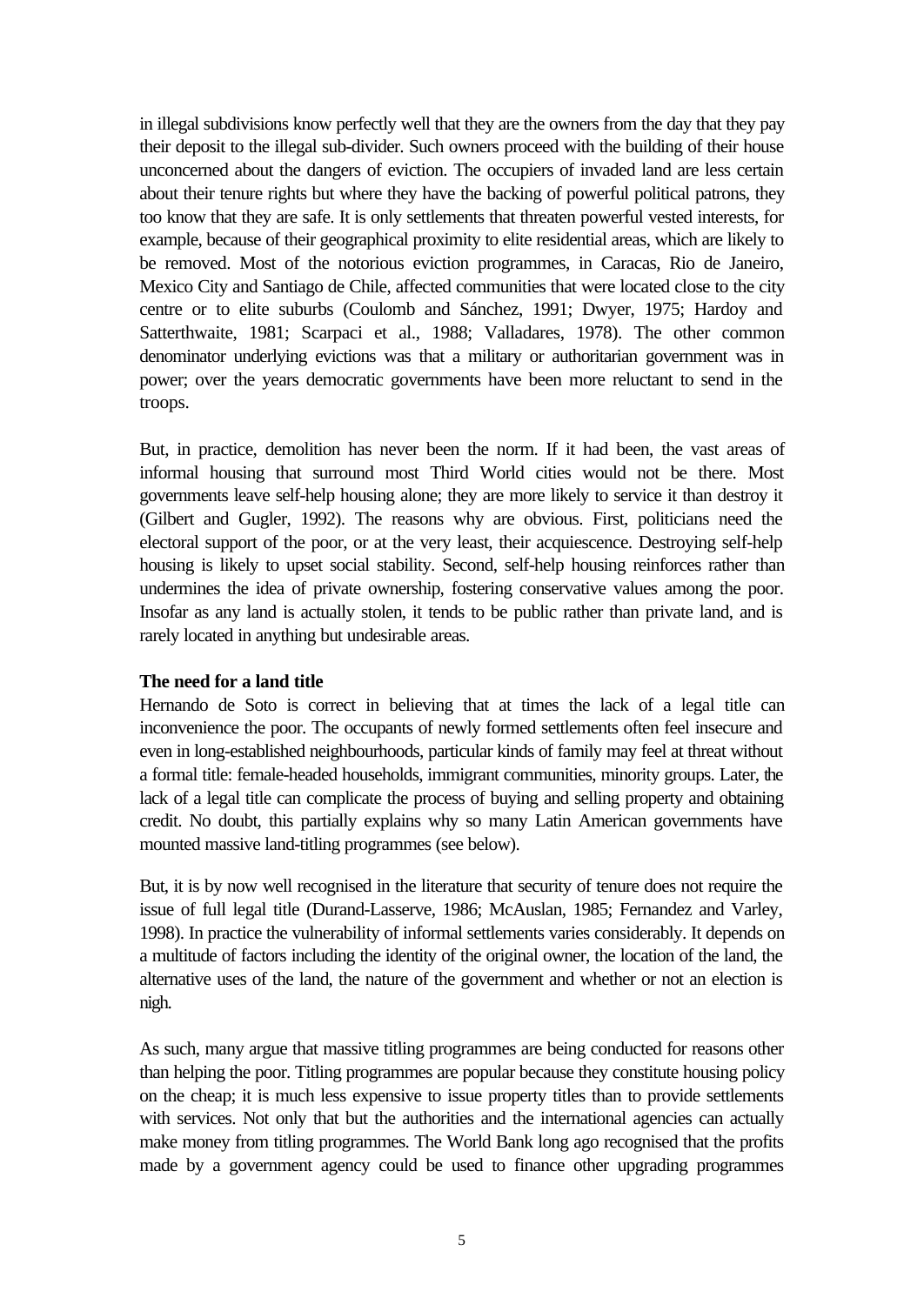in illegal subdivisions know perfectly well that they are the owners from the day that they pay their deposit to the illegal sub-divider. Such owners proceed with the building of their house unconcerned about the dangers of eviction. The occupiers of invaded land are less certain about their tenure rights but where they have the backing of powerful political patrons, they too know that they are safe. It is only settlements that threaten powerful vested interests, for example, because of their geographical proximity to elite residential areas, which are likely to be removed. Most of the notorious eviction programmes, in Caracas, Rio de Janeiro, Mexico City and Santiago de Chile, affected communities that were located close to the city centre or to elite suburbs (Coulomb and Sánchez, 1991; Dwyer, 1975; Hardoy and Satterthwaite, 1981; Scarpaci et al., 1988; Valladares, 1978). The other common denominator underlying evictions was that a military or authoritarian government was in power; over the years democratic governments have been more reluctant to send in the troops.

But, in practice, demolition has never been the norm. If it had been, the vast areas of informal housing that surround most Third World cities would not be there. Most governments leave self-help housing alone; they are more likely to service it than destroy it (Gilbert and Gugler, 1992). The reasons why are obvious. First, politicians need the electoral support of the poor, or at the very least, their acquiescence. Destroying self-help housing is likely to upset social stability. Second, self-help housing reinforces rather than undermines the idea of private ownership, fostering conservative values among the poor. Insofar as any land is actually stolen, it tends to be public rather than private land, and is rarely located in anything but undesirable areas.

**The need for a land title**

Hernando de Soto is correct in believing that at times the lack of a legal title can inconvenience the poor. The occupants of newly formed settlements often feel insecure and even in long-established neighbourhoods, particular kinds of family may feel at threat without a formal title: female-headed households, immigrant communities, minority groups. Later, the lack of a legal title can complicate the process of buying and selling property and obtaining credit. No doubt, this partially explains why so many Latin American governments have mounted massive land-titling programmes (see below).

But, it is by now well recognised in the literature that security of tenure does not require the issue of full legal title (Durand-Lasserve, 1986; McAuslan, 1985; Fernandez and Varley, 1998). In practice the vulnerability of informal settlements varies considerably. It depends on a multitude of factors including the identity of the original owner, the location of the land, the alternative uses of the land, the nature of the government and whether or not an election is nigh.

As such, many argue that massive titling programmes are being conducted for reasons other than helping the poor. Titling programmes are popular because they constitute housing policy on the cheap; it is much less expensive to issue property titles than to provide settlements with services. Not only that but the authorities and the international agencies can actually make money from titling programmes. The World Bank long ago recognised that the profits made by a government agency could be used to finance other upgrading programmes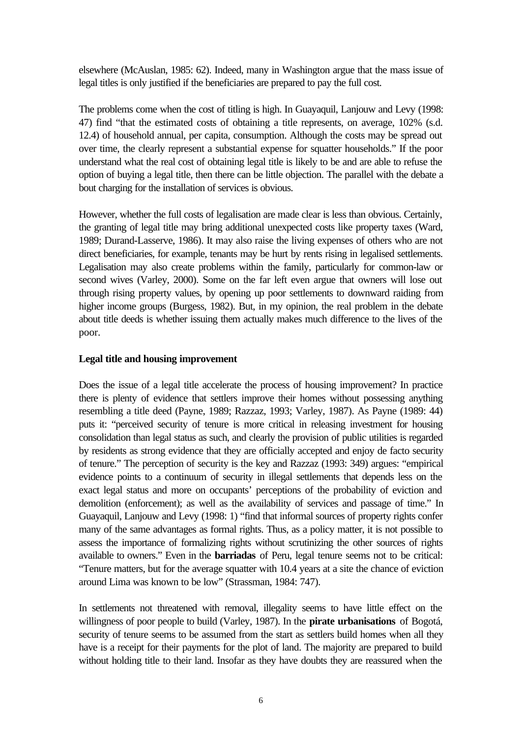elsewhere (McAuslan, 1985: 62). Indeed, many in Washington argue that the mass issue of legal titles is only justified if the beneficiaries are prepared to pay the full cost.

The problems come when the cost of titling is high. In Guayaquil, Lanjouw and Levy (1998: 47) find "that the estimated costs of obtaining a title represents, on average, 102% (s.d. 12.4) of household annual, per capita, consumption. Although the costs may be spread out over time, the clearly represent a substantial expense for squatter households." If the poor understand what the real cost of obtaining legal title is likely to be and are able to refuse the option of buying a legal title, then there can be little objection. The parallel with the debate a bout charging for the installation of services is obvious.

However, whether the full costs of legalisation are made clear is less than obvious. Certainly, the granting of legal title may bring additional unexpected costs like property taxes (Ward, 1989; Durand-Lasserve, 1986). It may also raise the living expenses of others who are not direct beneficiaries, for example, tenants may be hurt by rents rising in legalised settlements. Legalisation may also create problems within the family, particularly for common-law or second wives (Varley, 2000). Some on the far left even argue that owners will lose out through rising property values, by opening up poor settlements to downward raiding from higher income groups (Burgess, 1982). But, in my opinion, the real problem in the debate about title deeds is whether issuing them actually makes much difference to the lives of the poor.

**Legal title and housing improvement**

Does the issue of a legal title accelerate the process of housing improvement? In practice there is plenty of evidence that settlers improve their homes without possessing anything resembling a title deed (Payne, 1989; Razzaz, 1993; Varley, 1987). As Payne (1989: 44) puts it: "perceived security of tenure is more critical in releasing investment for housing consolidation than legal status as such, and clearly the provision of public utilities is regarded by residents as strong evidence that they are officially accepted and enjoy de facto security of tenure." The perception of security is the key and Razzaz (1993: 349) argues: "empirical evidence points to a continuum of security in illegal settlements that depends less on the exact legal status and more on occupants' perceptions of the probability of eviction and demolition (enforcement); as well as the availability of services and passage of time." In Guayaquil, Lanjouw and Levy (1998: 1) "find that informal sources of property rights confer many of the same advantages as formal rights. Thus, as a policy matter, it is not possible to assess the importance of formalizing rights without scrutinizing the other sources of rights available to owners." Even in the **barriadas** of Peru, legal tenure seems not to be critical: "Tenure matters, but for the average squatter with 10.4 years at a site the chance of eviction around Lima was known to be low" (Strassman, 1984: 747).

In settlements not threatened with removal, illegality seems to have little effect on the willingness of poor people to build (Varley, 1987). In the **pirate urbanisations** of Bogotá, security of tenure seems to be assumed from the start as settlers build homes when all they have is a receipt for their payments for the plot of land. The majority are prepared to build without holding title to their land. Insofar as they have doubts they are reassured when the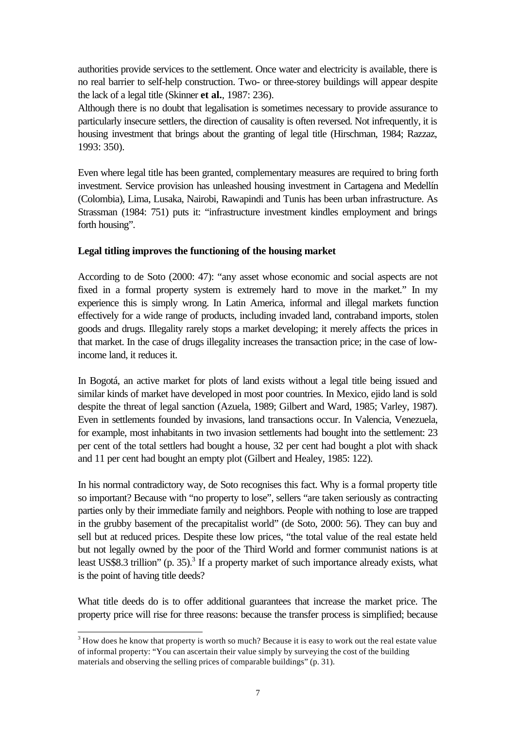authorities provide services to the settlement. Once water and electricity is available, there is no real barrier to self-help construction. Two- or three-storey buildings will appear despite the lack of a legal title (Skinner **et al.**, 1987: 236).

Although there is no doubt that legalisation is sometimes necessary to provide assurance to particularly insecure settlers, the direction of causality is often reversed. Not infrequently, it is housing investment that brings about the granting of legal title (Hirschman, 1984; Razzaz, 1993: 350).

Even where legal title has been granted, complementary measures are required to bring forth investment. Service provision has unleashed housing investment in Cartagena and Medellín (Colombia), Lima, Lusaka, Nairobi, Rawapindi and Tunis has been urban infrastructure. As Strassman (1984: 751) puts it: "infrastructure investment kindles employment and brings forth housing".

**Legal titling improves the functioning of the housing market**

According to de Soto (2000: 47): "any asset whose economic and social aspects are not fixed in a formal property system is extremely hard to move in the market." In my experience this is simply wrong. In Latin America, informal and illegal markets function effectively for a wide range of products, including invaded land, contraband imports, stolen goods and drugs. Illegality rarely stops a market developing; it merely affects the prices in that market. In the case of drugs illegality increases the transaction price; in the case of low-income land, it reduces it.

In Bogotá, an active market for plots of land exists without a legal title being issued and similar kinds of market have developed in most poor countries. In Mexico, ejido land is sold despite the threat of legal sanction (Azuela, 1989; Gilbert and Ward, 1985; Varley, 1987). Even in settlements founded by invasions, land transactions occur. In Valencia, Venezuela, for example, most inhabitants in two invasion settlements had bought into the settlement: 23 per cent of the total settlers had bought a house, 32 per cent had bought a plot with shack and 11 per cent had bought an empty plot (Gilbert and Healey, 1985: 122).

In his normal contradictory way, de Soto recognises this fact. Why is a formal property title so important? Because with "no property to lose", sellers "are taken seriously as contracting parties only by their immediate family and neighbors. People with nothing to lose are trapped in the grubby basement of the precapitalist world" (de Soto, 2000: 56). They can buy and sell but at reduced prices. Despite these low prices, "the total value of the real estate held but not legally owned by the poor of the Third World and former communist nations is at least US$8.3 trillion" (p. 35).[3] If a property market of such importance already exists, what is the point of having title deeds?

What title deeds do is to offer additional guarantees that increase the market price. The property price will rise for three reasons: because the transfer process is simplified; because

[3] How does he know that property is worth so much? Because it is easy to work out the real estate value of informal property: "You can ascertain their value simply by surveying the cost of the building materials and observing the selling prices of comparable buildings" (p. 31).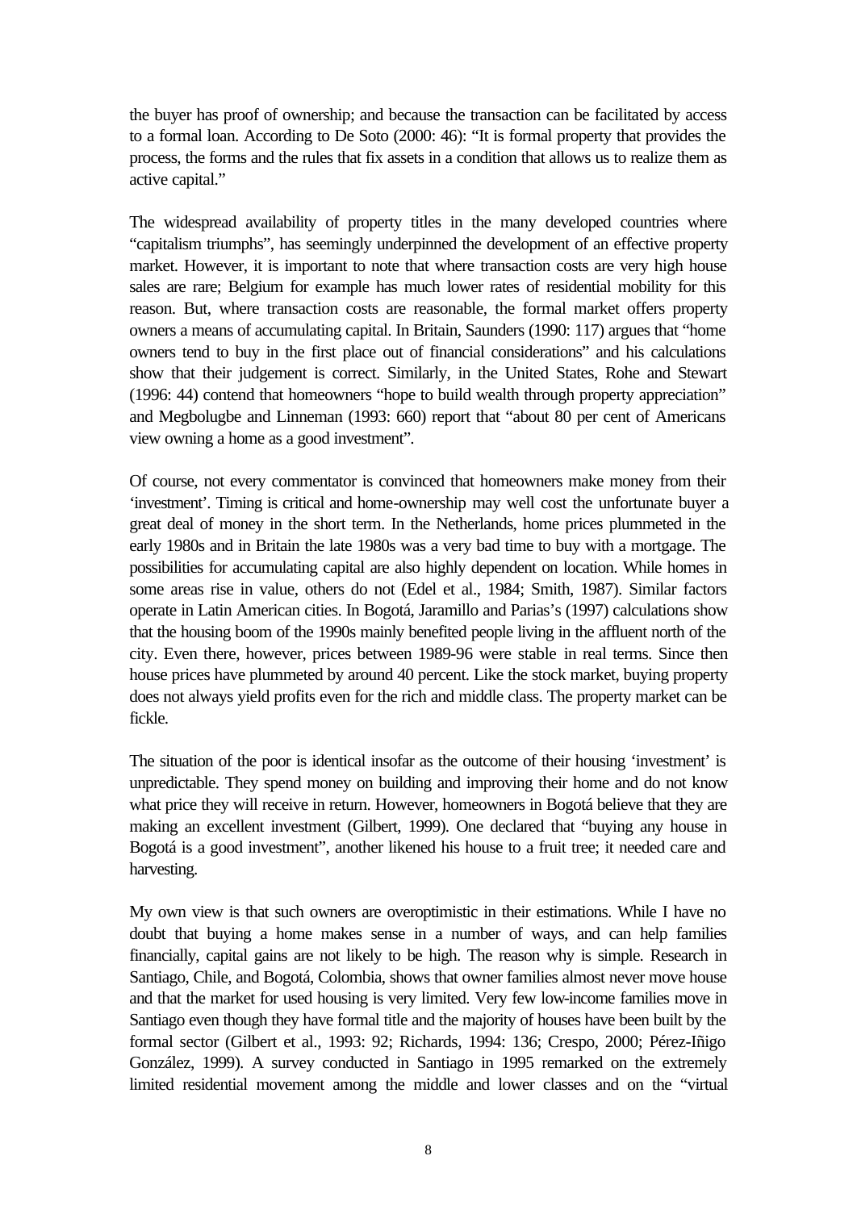the buyer has proof of ownership; and because the transaction can be facilitated by access to a formal loan. According to De Soto (2000: 46): "It is formal property that provides the process, the forms and the rules that fix assets in a condition that allows us to realize them as active capital."

The widespread availability of property titles in the many developed countries where "capitalism triumphs", has seemingly underpinned the development of an effective property market. However, it is important to note that where transaction costs are very high house sales are rare; Belgium for example has much lower rates of residential mobility for this reason. But, where transaction costs are reasonable, the formal market offers property owners a means of accumulating capital. In Britain, Saunders (1990: 117) argues that "home owners tend to buy in the first place out of financial considerations" and his calculations show that their judgement is correct. Similarly, in the United States, Rohe and Stewart (1996: 44) contend that homeowners "hope to build wealth through property appreciation" and Megbolugbe and Linneman (1993: 660) report that "about 80 per cent of Americans view owning a home as a good investment".

Of course, not every commentator is convinced that homeowners make money from their 'investment'. Timing is critical and home-ownership may well cost the unfortunate buyer a great deal of money in the short term. In the Netherlands, home prices plummeted in the early 1980s and in Britain the late 1980s was a very bad time to buy with a mortgage. The possibilities for accumulating capital are also highly dependent on location. While homes in some areas rise in value, others do not (Edel et al., 1984; Smith, 1987). Similar factors operate in Latin American cities. In Bogotá, Jaramillo and Parias's (1997) calculations show that the housing boom of the 1990s mainly benefited people living in the affluent north of the city. Even there, however, prices between 1989-96 were stable in real terms. Since then house prices have plummeted by around 40 percent. Like the stock market, buying property does not always yield profits even for the rich and middle class. The property market can be fickle.

The situation of the poor is identical insofar as the outcome of their housing 'investment' is unpredictable. They spend money on building and improving their home and do not know what price they will receive in return. However, homeowners in Bogotá believe that they are making an excellent investment (Gilbert, 1999). One declared that "buying any house in Bogotá is a good investment", another likened his house to a fruit tree; it needed care and harvesting.

My own view is that such owners are overoptimistic in their estimations. While I have no doubt that buying a home makes sense in a number of ways, and can help families financially, capital gains are not likely to be high. The reason why is simple. Research in Santiago, Chile, and Bogotá, Colombia, shows that owner families almost never move house and that the market for used housing is very limited. Very few low-income families move in Santiago even though they have formal title and the majority of houses have been built by the formal sector (Gilbert et al., 1993: 92; Richards, 1994: 136; Crespo, 2000; Pérez-Iñigo González, 1999). A survey conducted in Santiago in 1995 remarked on the extremely limited residential movement among the middle and lower classes and on the "virtual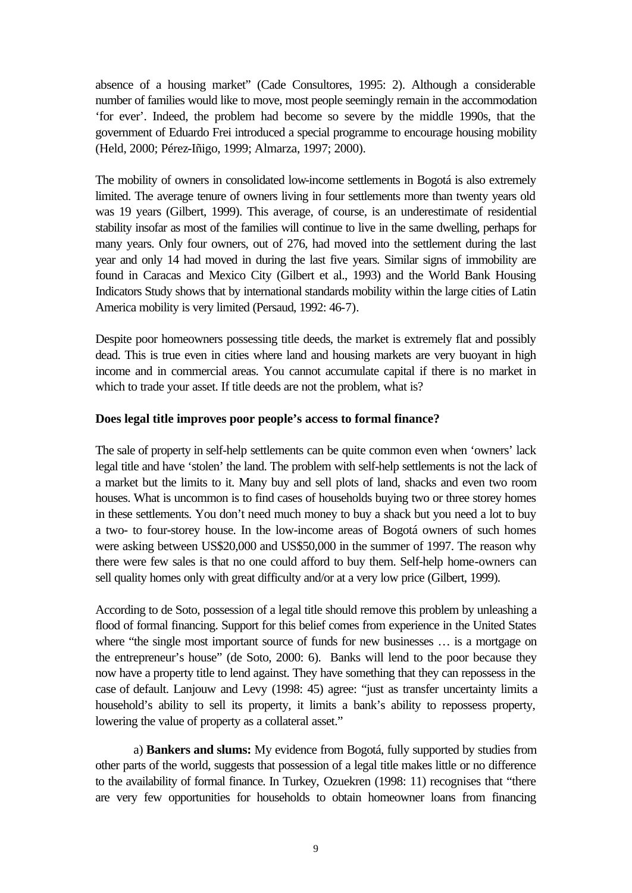absence of a housing market" (Cade Consultores, 1995: 2). Although a considerable number of families would like to move, most people seemingly remain in the accommodation 'for ever'. Indeed, the problem had become so severe by the middle 1990s, that the government of Eduardo Frei introduced a special programme to encourage housing mobility (Held, 2000; Pérez-Iñigo, 1999; Almarza, 1997; 2000).

The mobility of owners in consolidated low-income settlements in Bogotá is also extremely limited. The average tenure of owners living in four settlements more than twenty years old was 19 years (Gilbert, 1999). This average, of course, is an underestimate of residential stability insofar as most of the families will continue to live in the same dwelling, perhaps for many years. Only four owners, out of 276, had moved into the settlement during the last year and only 14 had moved in during the last five years. Similar signs of immobility are found in Caracas and Mexico City (Gilbert et al., 1993) and the World Bank Housing Indicators Study shows that by international standards mobility within the large cities of Latin America mobility is very limited (Persaud, 1992: 46-7).

Despite poor homeowners possessing title deeds, the market is extremely flat and possibly dead. This is true even in cities where land and housing markets are very buoyant in high income and in commercial areas. You cannot accumulate capital if there is no market in which to trade your asset. If title deeds are not the problem, what is?

**Does legal title improves poor people's access to formal finance?**

The sale of property in self-help settlements can be quite common even when 'owners' lack legal title and have 'stolen' the land. The problem with self-help settlements is not the lack of a market but the limits to it. Many buy and sell plots of land, shacks and even two room houses. What is uncommon is to find cases of households buying two or three storey homes in these settlements. You don't need much money to buy a shack but you need a lot to buy a two- to four-storey house. In the low-income areas of Bogotá owners of such homes were asking between US$20,000 and US$50,000 in the summer of 1997. The reason why there were few sales is that no one could afford to buy them. Self-help home-owners can sell quality homes only with great difficulty and/or at a very low price (Gilbert, 1999).

According to de Soto, possession of a legal title should remove this problem by unleashing a flood of formal financing. Support for this belief comes from experience in the United States where "the single most important source of funds for new businesses … is a mortgage on the entrepreneur's house" (de Soto, 2000: 6). Banks will lend to the poor because they now have a property title to lend against. They have something that they can repossess in the case of default. Lanjouw and Levy (1998: 45) agree: "just as transfer uncertainty limits a household's ability to sell its property, it limits a bank's ability to repossess property, lowering the value of property as a collateral asset."

a) **Bankers and slums:** My evidence from Bogotá, fully supported by studies from other parts of the world, suggests that possession of a legal title makes little or no difference to the availability of formal finance. In Turkey, Ozuekren (1998: 11) recognises that "there are very few opportunities for households to obtain homeowner loans from financing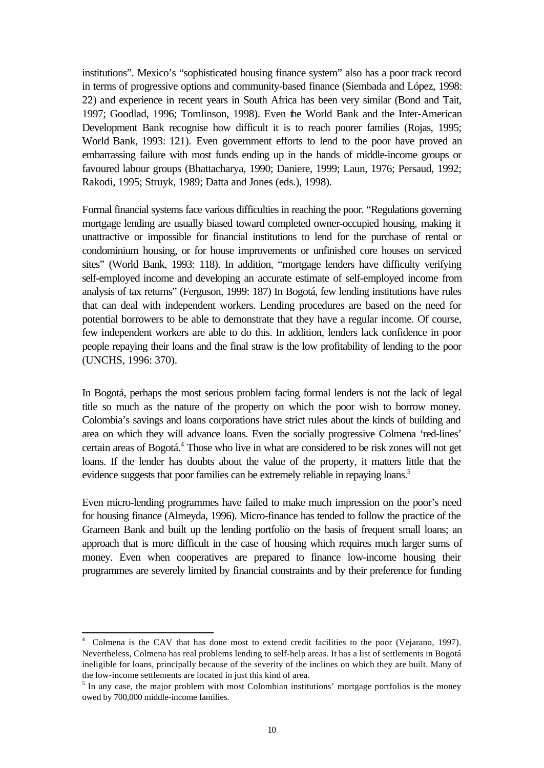institutions". Mexico's "sophisticated housing finance system" also has a poor track record in terms of progressive options and community-based finance (Siembada and López, 1998: 22) and experience in recent years in South Africa has been very similar (Bond and Tait, 1997; Goodlad, 1996; Tomlinson, 1998). Even the World Bank and the Inter-American Development Bank recognise how difficult it is to reach poorer families (Rojas, 1995; World Bank, 1993: 121). Even government efforts to lend to the poor have proved an embarrassing failure with most funds ending up in the hands of middle-income groups or favoured labour groups (Bhattacharya, 1990; Daniere, 1999; Laun, 1976; Persaud, 1992; Rakodi, 1995; Struyk, 1989; Datta and Jones (eds.), 1998).

Formal financial systems face various difficulties in reaching the poor. "Regulations governing mortgage lending are usually biased toward completed owner-occupied housing, making it unattractive or impossible for financial institutions to lend for the purchase of rental or condominium housing, or for house improvements or unfinished core houses on serviced sites" (World Bank, 1993: 118). In addition, "mortgage lenders have difficulty verifying self-employed income and developing an accurate estimate of self-employed income from analysis of tax returns" (Ferguson, 1999: 187) In Bogotá, few lending institutions have rules that can deal with independent workers. Lending procedures are based on the need for potential borrowers to be able to demonstrate that they have a regular income. Of course, few independent workers are able to do this. In addition, lenders lack confidence in poor people repaying their loans and the final straw is the low profitability of lending to the poor (UNCHS, 1996: 370).

In Bogotá, perhaps the most serious problem facing formal lenders is not the lack of legal title so much as the nature of the property on which the poor wish to borrow money. Colombia's savings and loans corporations have strict rules about the kinds of building and area on which they will advance loans. Even the socially progressive Colmena 'red-lines' certain areas of Bogotá.[4] Those who live in what are considered to be risk zones will not get loans. If the lender has doubts about the value of the property, it matters little that the evidence suggests that poor families can be extremely reliable in repaying loans.[5]

Even micro-lending programmes have failed to make much impression on the poor's need for housing finance (Almeyda, 1996). Micro-finance has tended to follow the practice of the Grameen Bank and built up the lending portfolio on the basis of frequent small loans; an approach that is more difficult in the case of housing which requires much larger sums of money. Even when cooperatives are prepared to finance low-income housing their programmes are severely limited by financial constraints and by their preference for funding

---

[4] Colmena is the CAV that has done most to extend credit facilities to the poor (Vejarano, 1997). Nevertheless, Colmena has real problems lending to self-help areas. It has a list of settlements in Bogotá ineligible for loans, principally because of the severity of the inclines on which they are built. Many of the low-income settlements are located in just this kind of area.

[5] In any case, the major problem with most Colombian institutions' mortgage portfolios is the money owed by 700,000 middle-income families.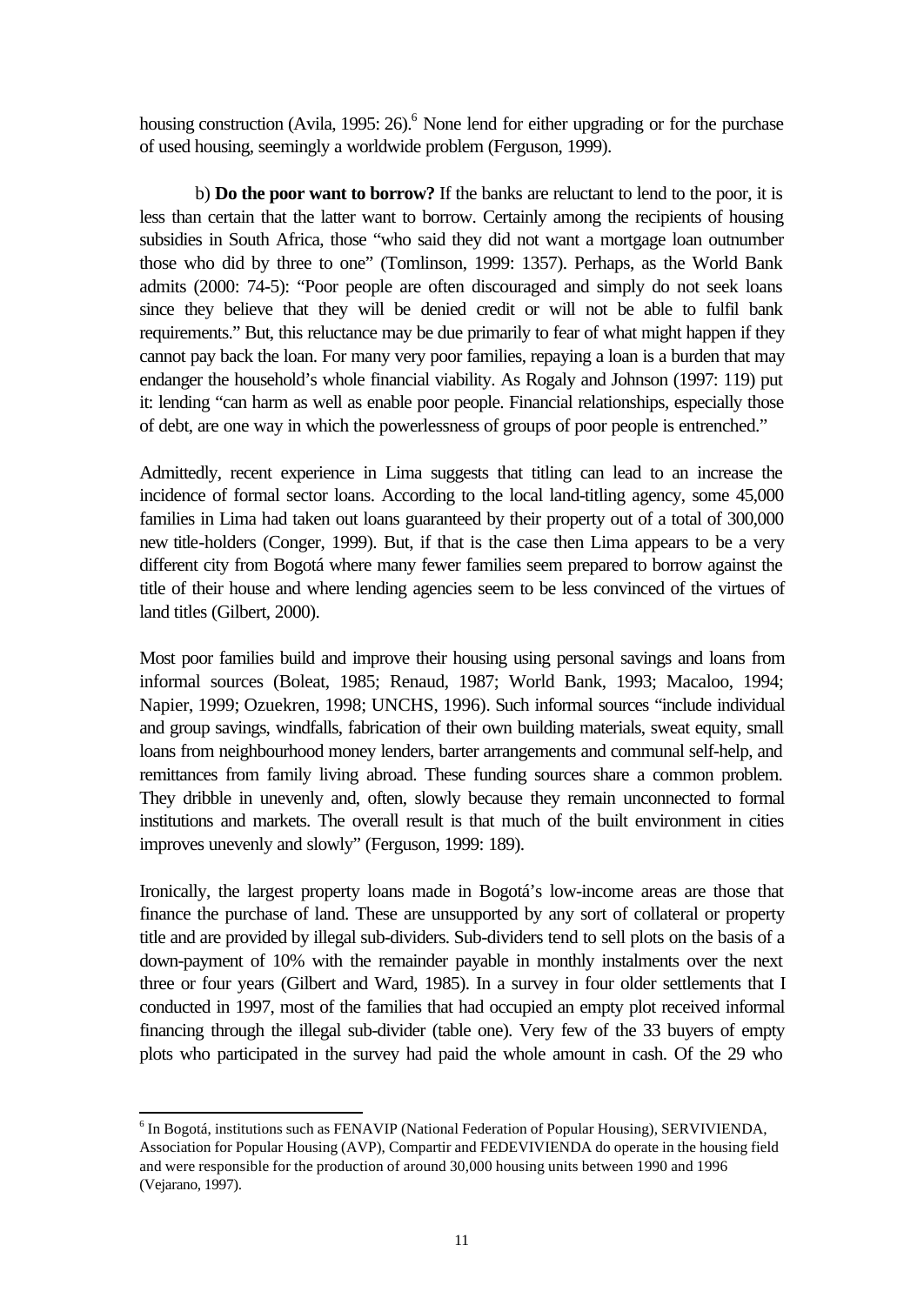housing construction (Avila, 1995: 26).[6] None lend for either upgrading or for the purchase of used housing, seemingly a worldwide problem (Ferguson, 1999).

b) **Do the poor want to borrow?** If the banks are reluctant to lend to the poor, it is less than certain that the latter want to borrow. Certainly among the recipients of housing subsidies in South Africa, those "who said they did not want a mortgage loan outnumber those who did by three to one" (Tomlinson, 1999: 1357). Perhaps, as the World Bank admits (2000: 74-5): "Poor people are often discouraged and simply do not seek loans since they believe that they will be denied credit or will not be able to fulfil bank requirements." But, this reluctance may be due primarily to fear of what might happen if they cannot pay back the loan. For many very poor families, repaying a loan is a burden that may endanger the household's whole financial viability. As Rogaly and Johnson (1997: 119) put it: lending "can harm as well as enable poor people. Financial relationships, especially those of debt, are one way in which the powerlessness of groups of poor people is entrenched."

Admittedly, recent experience in Lima suggests that titling can lead to an increase the incidence of formal sector loans. According to the local land-titling agency, some 45,000 families in Lima had taken out loans guaranteed by their property out of a total of 300,000 new title-holders (Conger, 1999). But, if that is the case then Lima appears to be a very different city from Bogotá where many fewer families seem prepared to borrow against the title of their house and where lending agencies seem to be less convinced of the virtues of land titles (Gilbert, 2000).

Most poor families build and improve their housing using personal savings and loans from informal sources (Boleat, 1985; Renaud, 1987; World Bank, 1993; Macaloo, 1994; Napier, 1999; Ozuekren, 1998; UNCHS, 1996). Such informal sources "include individual and group savings, windfalls, fabrication of their own building materials, sweat equity, small loans from neighbourhood money lenders, barter arrangements and communal self-help, and remittances from family living abroad. These funding sources share a common problem. They dribble in unevenly and, often, slowly because they remain unconnected to formal institutions and markets. The overall result is that much of the built environment in cities improves unevenly and slowly" (Ferguson, 1999: 189).

Ironically, the largest property loans made in Bogotá's low-income areas are those that finance the purchase of land. These are unsupported by any sort of collateral or property title and are provided by illegal sub-dividers. Sub-dividers tend to sell plots on the basis of a down-payment of 10% with the remainder payable in monthly instalments over the next three or four years (Gilbert and Ward, 1985). In a survey in four older settlements that I conducted in 1997, most of the families that had occupied an empty plot received informal financing through the illegal sub-divider (table one). Very few of the 33 buyers of empty plots who participated in the survey had paid the whole amount in cash. Of the 29 who

---

[6] In Bogotá, institutions such as FENAVIP (National Federation of Popular Housing), SERVIVIENDA, Association for Popular Housing (AVP), Compartir and FEDEVIVIENDA do operate in the housing field and were responsible for the production of around 30,000 housing units between 1990 and 1996 (Vejarano, 1997).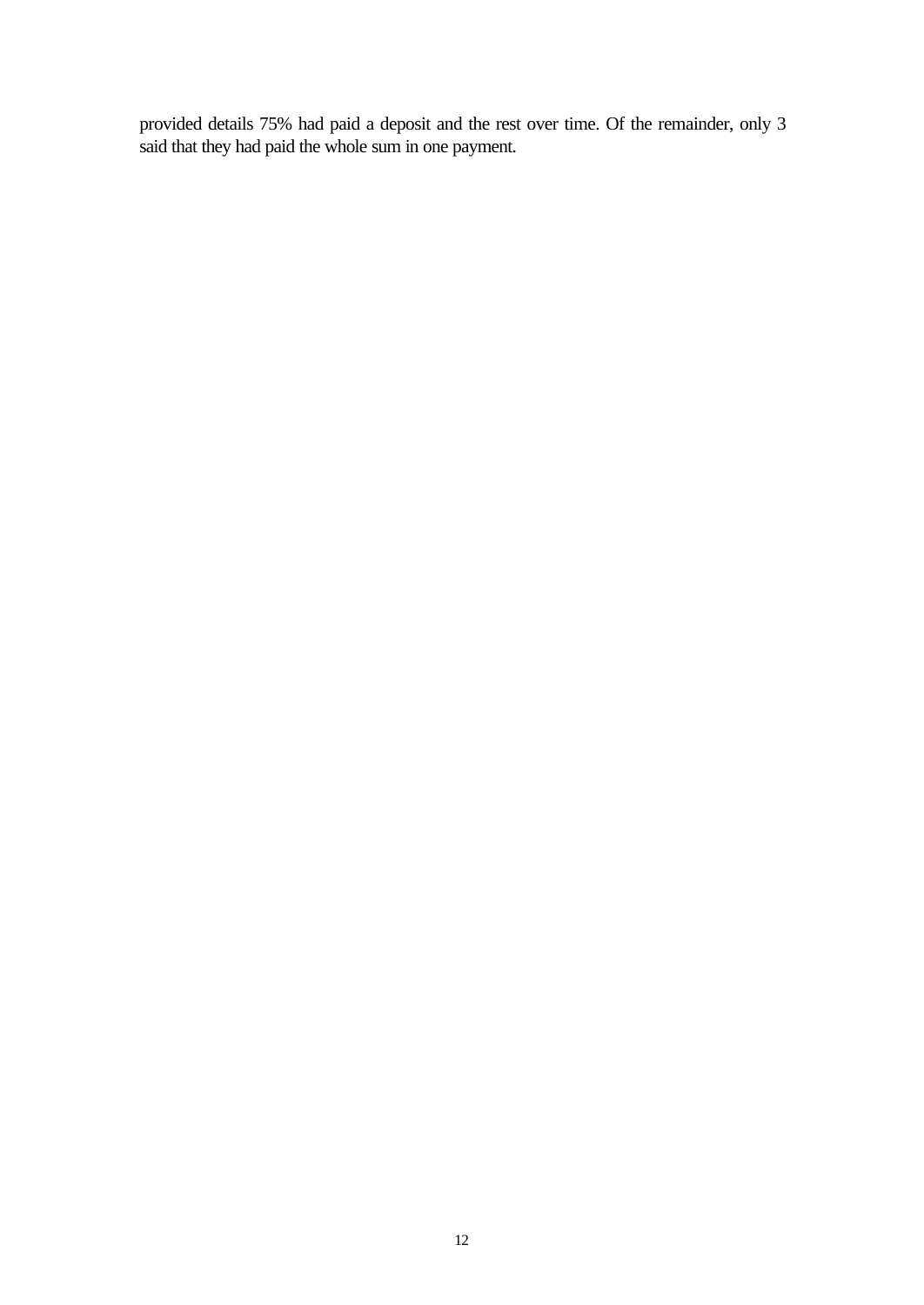provided details 75% had paid a deposit and the rest over time. Of the remainder, only 3 said that they had paid the whole sum in one payment.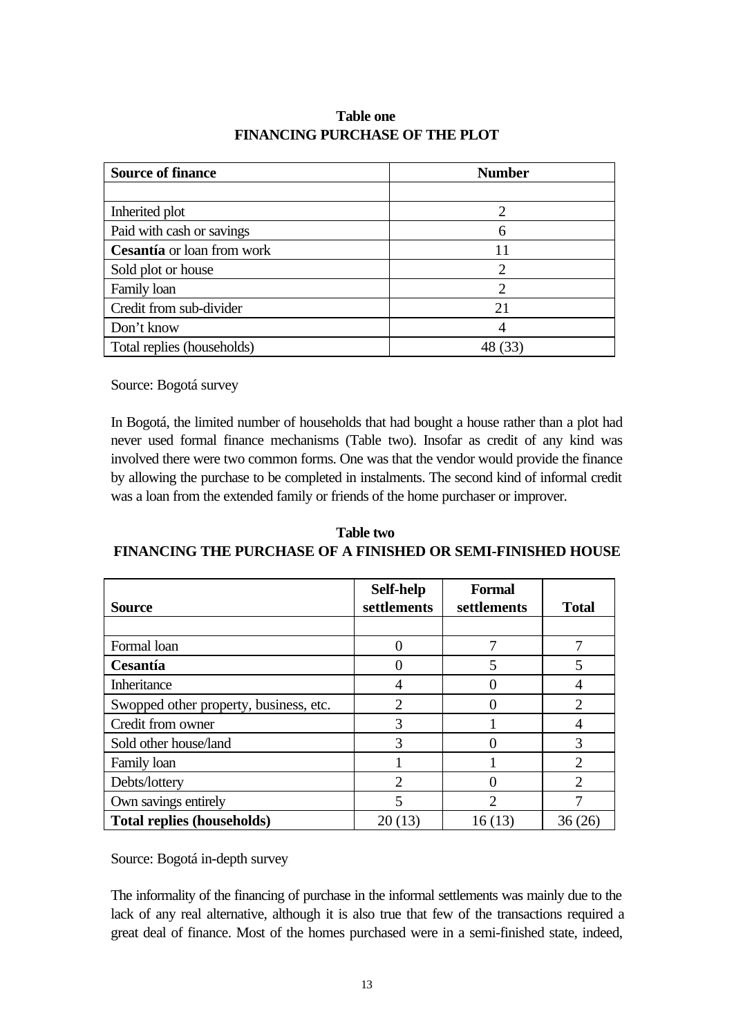**Table one**
**FINANCING PURCHASE OF THE PLOT**

| Source of finance | Number |
|---|---|
| | |
| Inherited plot | 2 |
| Paid with cash or savings | 6 |
| **Cesantía** or loan from work | 11 |
| Sold plot or house | 2 |
| Family loan | 2 |
| Credit from sub-divider | 21 |
| Don't know | 4 |
| Total replies (households) | 48 (33) |

Source: Bogotá survey

In Bogotá, the limited number of households that had bought a house rather than a plot had never used formal finance mechanisms (Table two). Insofar as credit of any kind was involved there were two common forms. One was that the vendor would provide the finance by allowing the purchase to be completed in instalments. The second kind of informal credit was a loan from the extended family or friends of the home purchaser or improver.

**Table two**
**FINANCING THE PURCHASE OF A FINISHED OR SEMI-FINISHED HOUSE**

| Source | Self-help settlements | Formal settlements | Total |
|---|---|---|---|
| | | | |
| Formal loan | 0 | 7 | 7 |
| **Cesantía** | 0 | 5 | 5 |
| Inheritance | 4 | 0 | 4 |
| Swopped other property, business, etc. | 2 | 0 | 2 |
| Credit from owner | 3 | 1 | 4 |
| Sold other house/land | 3 | 0 | 3 |
| Family loan | 1 | 1 | 2 |
| Debts/lottery | 2 | 0 | 2 |
| Own savings entirely | 5 | 2 | 7 |
| **Total replies (households)** | 20 (13) | 16 (13) | 36 (26) |

Source: Bogotá in-depth survey

The informality of the financing of purchase in the informal settlements was mainly due to the lack of any real alternative, although it is also true that few of the transactions required a great deal of finance. Most of the homes purchased were in a semi-finished state, indeed,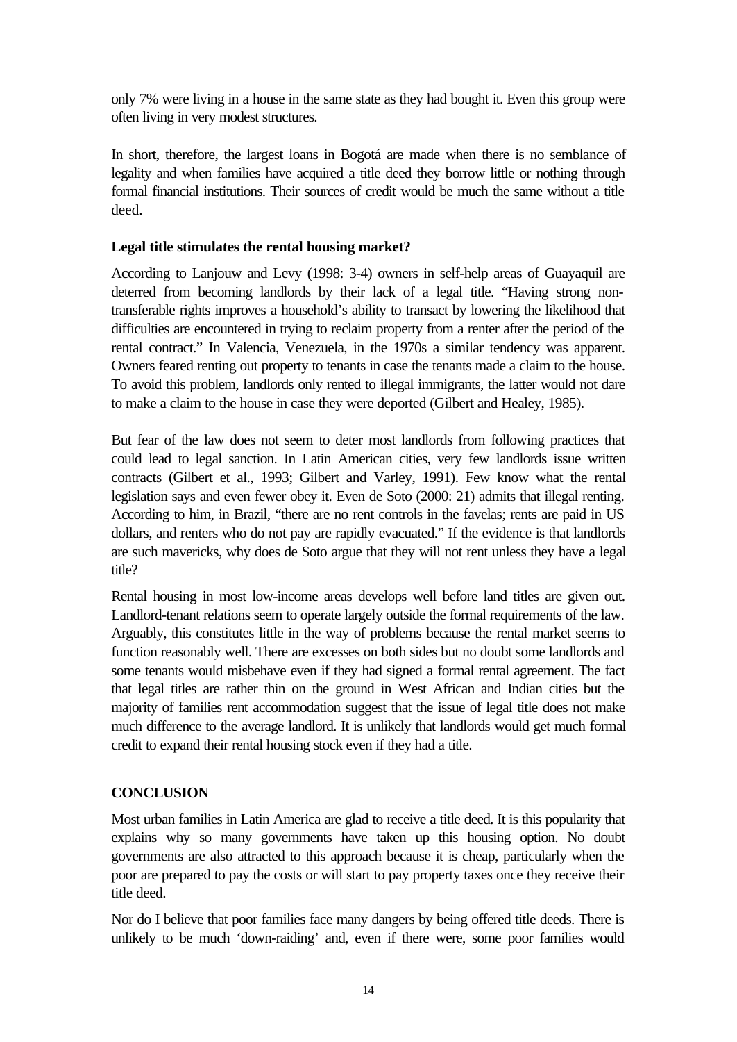only 7% were living in a house in the same state as they had bought it. Even this group were often living in very modest structures.

In short, therefore, the largest loans in Bogotá are made when there is no semblance of legality and when families have acquired a title deed they borrow little or nothing through formal financial institutions. Their sources of credit would be much the same without a title deed.

**Legal title stimulates the rental housing market?**

According to Lanjouw and Levy (1998: 3-4) owners in self-help areas of Guayaquil are deterred from becoming landlords by their lack of a legal title. "Having strong non-transferable rights improves a household's ability to transact by lowering the likelihood that difficulties are encountered in trying to reclaim property from a renter after the period of the rental contract." In Valencia, Venezuela, in the 1970s a similar tendency was apparent. Owners feared renting out property to tenants in case the tenants made a claim to the house. To avoid this problem, landlords only rented to illegal immigrants, the latter would not dare to make a claim to the house in case they were deported (Gilbert and Healey, 1985).

But fear of the law does not seem to deter most landlords from following practices that could lead to legal sanction. In Latin American cities, very few landlords issue written contracts (Gilbert et al., 1993; Gilbert and Varley, 1991). Few know what the rental legislation says and even fewer obey it. Even de Soto (2000: 21) admits that illegal renting. According to him, in Brazil, "there are no rent controls in the favelas; rents are paid in US dollars, and renters who do not pay are rapidly evacuated." If the evidence is that landlords are such mavericks, why does de Soto argue that they will not rent unless they have a legal title?

Rental housing in most low-income areas develops well before land titles are given out. Landlord-tenant relations seem to operate largely outside the formal requirements of the law. Arguably, this constitutes little in the way of problems because the rental market seems to function reasonably well. There are excesses on both sides but no doubt some landlords and some tenants would misbehave even if they had signed a formal rental agreement. The fact that legal titles are rather thin on the ground in West African and Indian cities but the majority of families rent accommodation suggest that the issue of legal title does not make much difference to the average landlord. It is unlikely that landlords would get much formal credit to expand their rental housing stock even if they had a title.

**CONCLUSION**

Most urban families in Latin America are glad to receive a title deed. It is this popularity that explains why so many governments have taken up this housing option. No doubt governments are also attracted to this approach because it is cheap, particularly when the poor are prepared to pay the costs or will start to pay property taxes once they receive their title deed.

Nor do I believe that poor families face many dangers by being offered title deeds. There is unlikely to be much 'down-raiding' and, even if there were, some poor families would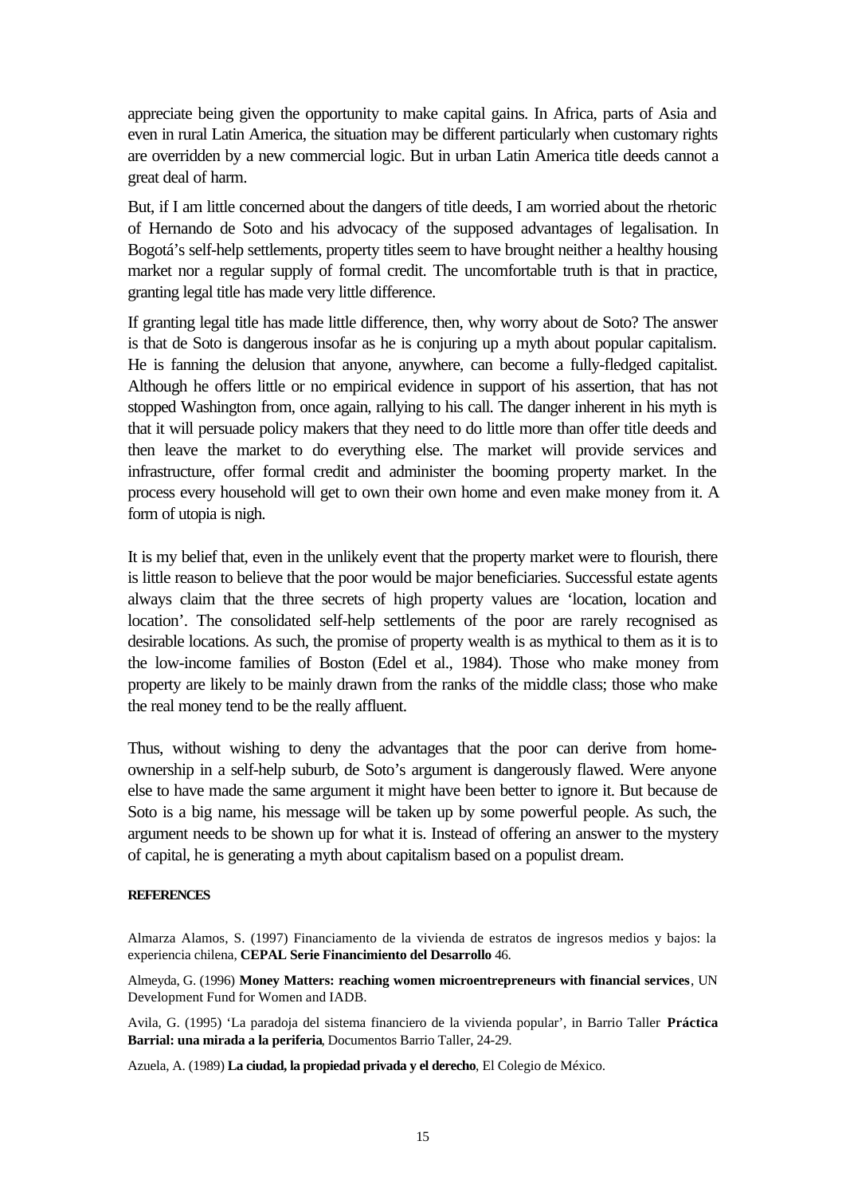appreciate being given the opportunity to make capital gains. In Africa, parts of Asia and even in rural Latin America, the situation may be different particularly when customary rights are overridden by a new commercial logic. But in urban Latin America title deeds cannot a great deal of harm.

But, if I am little concerned about the dangers of title deeds, I am worried about the rhetoric of Hernando de Soto and his advocacy of the supposed advantages of legalisation. In Bogotá's self-help settlements, property titles seem to have brought neither a healthy housing market nor a regular supply of formal credit. The uncomfortable truth is that in practice, granting legal title has made very little difference.

If granting legal title has made little difference, then, why worry about de Soto? The answer is that de Soto is dangerous insofar as he is conjuring up a myth about popular capitalism. He is fanning the delusion that anyone, anywhere, can become a fully-fledged capitalist. Although he offers little or no empirical evidence in support of his assertion, that has not stopped Washington from, once again, rallying to his call. The danger inherent in his myth is that it will persuade policy makers that they need to do little more than offer title deeds and then leave the market to do everything else. The market will provide services and infrastructure, offer formal credit and administer the booming property market. In the process every household will get to own their own home and even make money from it. A form of utopia is nigh.

It is my belief that, even in the unlikely event that the property market were to flourish, there is little reason to believe that the poor would be major beneficiaries. Successful estate agents always claim that the three secrets of high property values are 'location, location and location'. The consolidated self-help settlements of the poor are rarely recognised as desirable locations. As such, the promise of property wealth is as mythical to them as it is to the low-income families of Boston (Edel et al., 1984). Those who make money from property are likely to be mainly drawn from the ranks of the middle class; those who make the real money tend to be the really affluent.

Thus, without wishing to deny the advantages that the poor can derive from home-ownership in a self-help suburb, de Soto's argument is dangerously flawed. Were anyone else to have made the same argument it might have been better to ignore it. But because de Soto is a big name, his message will be taken up by some powerful people. As such, the argument needs to be shown up for what it is. Instead of offering an answer to the mystery of capital, he is generating a myth about capitalism based on a populist dream.

#### REFERENCES

Almarza Alamos, S. (1997) Financiamento de la vivienda de estratos de ingresos medios y bajos: la experiencia chilena, **CEPAL Serie Financimiento del Desarrollo** 46.

Almeyda, G. (1996) **Money Matters: reaching women microentrepreneurs with financial services**, UN Development Fund for Women and IADB.

Avila, G. (1995) 'La paradoja del sistema financiero de la vivienda popular', in Barrio Taller **Práctica Barrial: una mirada a la periferia**, Documentos Barrio Taller, 24-29.

Azuela, A. (1989) **La ciudad, la propiedad privada y el derecho**, El Colegio de México.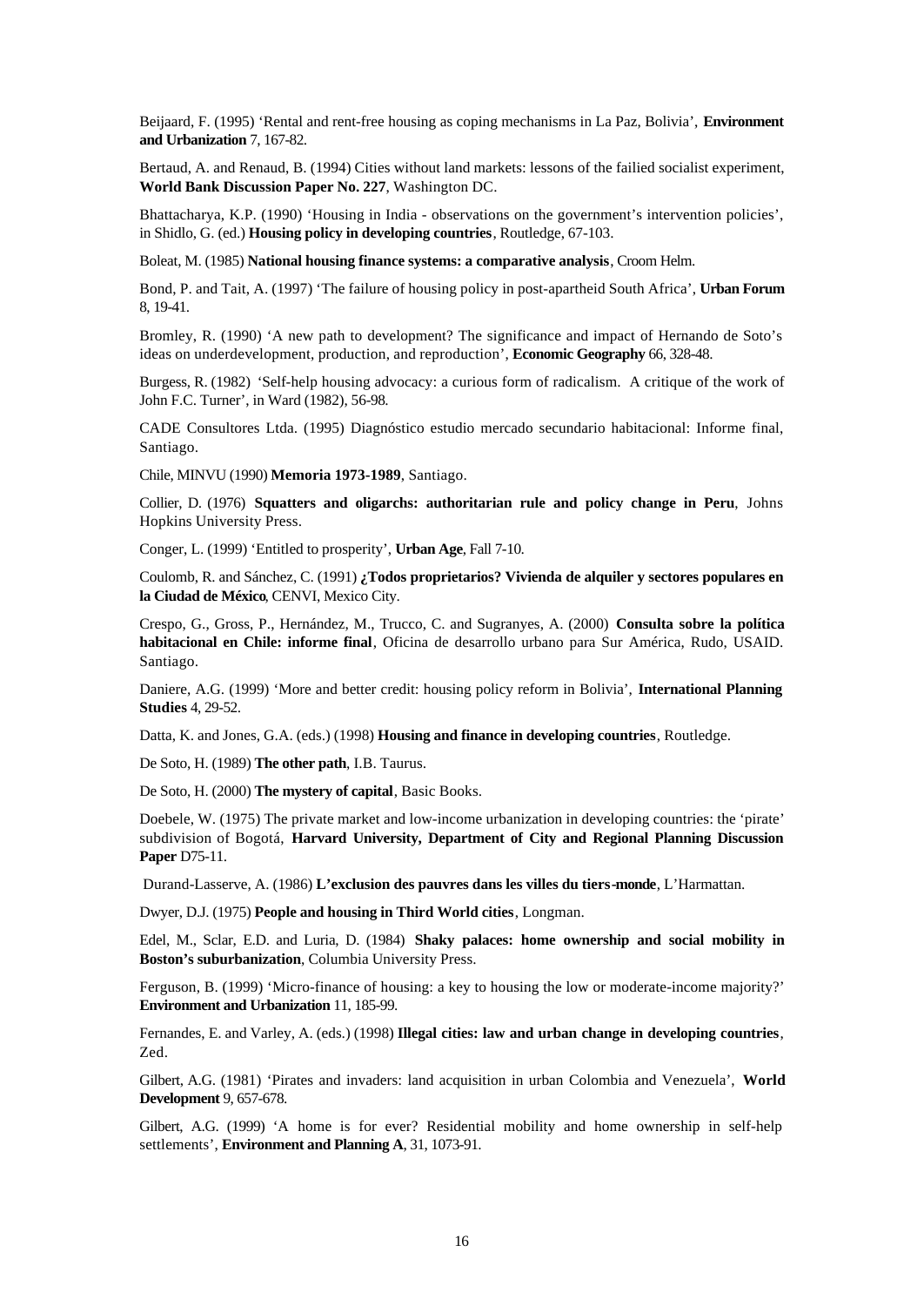Beijaard, F. (1995) 'Rental and rent-free housing as coping mechanisms in La Paz, Bolivia', **Environment and Urbanization** 7, 167-82.

Bertaud, A. and Renaud, B. (1994) Cities without land markets: lessons of the failied socialist experiment, **World Bank Discussion Paper No. 227**, Washington DC.

Bhattacharya, K.P. (1990) 'Housing in India - observations on the government's intervention policies', in Shidlo, G. (ed.) **Housing policy in developing countries**, Routledge, 67-103.

Boleat, M. (1985) **National housing finance systems: a comparative analysis**, Croom Helm.

Bond, P. and Tait, A. (1997) 'The failure of housing policy in post-apartheid South Africa', **Urban Forum** 8, 19-41.

Bromley, R. (1990) 'A new path to development? The significance and impact of Hernando de Soto's ideas on underdevelopment, production, and reproduction', **Economic Geography** 66, 328-48.

Burgess, R. (1982) 'Self-help housing advocacy: a curious form of radicalism. A critique of the work of John F.C. Turner', in Ward (1982), 56-98.

CADE Consultores Ltda. (1995) Diagnóstico estudio mercado secundario habitacional: Informe final, Santiago.

Chile, MINVU (1990) **Memoria 1973-1989**, Santiago.

Collier, D. (1976) **Squatters and oligarchs: authoritarian rule and policy change in Peru**, Johns Hopkins University Press.

Conger, L. (1999) 'Entitled to prosperity', **Urban Age**, Fall 7-10.

Coulomb, R. and Sánchez, C. (1991) **¿Todos proprietarios? Vivienda de alquiler y sectores populares en la Ciudad de México**, CENVI, Mexico City.

Crespo, G., Gross, P., Hernández, M., Trucco, C. and Sugranyes, A. (2000) **Consulta sobre la política habitacional en Chile: informe final**, Oficina de desarrollo urbano para Sur América, Rudo, USAID. Santiago.

Daniere, A.G. (1999) 'More and better credit: housing policy reform in Bolivia', **International Planning Studies** 4, 29-52.

Datta, K. and Jones, G.A. (eds.) (1998) **Housing and finance in developing countries**, Routledge.

De Soto, H. (1989) **The other path**, I.B. Taurus.

De Soto, H. (2000) **The mystery of capital**, Basic Books.

Doebele, W. (1975) The private market and low-income urbanization in developing countries: the 'pirate' subdivision of Bogotá, **Harvard University, Department of City and Regional Planning Discussion Paper** D75-11.

Durand-Lasserve, A. (1986) **L'exclusion des pauvres dans les villes du tiers-monde**, L'Harmattan.

Dwyer, D.J. (1975) **People and housing in Third World cities**, Longman.

Edel, M., Sclar, E.D. and Luria, D. (1984) **Shaky palaces: home ownership and social mobility in Boston's suburbanization**, Columbia University Press.

Ferguson, B. (1999) 'Micro-finance of housing: a key to housing the low or moderate-income majority?' **Environment and Urbanization** 11, 185-99.

Fernandes, E. and Varley, A. (eds.) (1998) **Illegal cities: law and urban change in developing countries**, Zed.

Gilbert, A.G. (1981) 'Pirates and invaders: land acquisition in urban Colombia and Venezuela', **World Development** 9, 657-678.

Gilbert, A.G. (1999) 'A home is for ever? Residential mobility and home ownership in self-help settlements', **Environment and Planning A**, 31, 1073-91.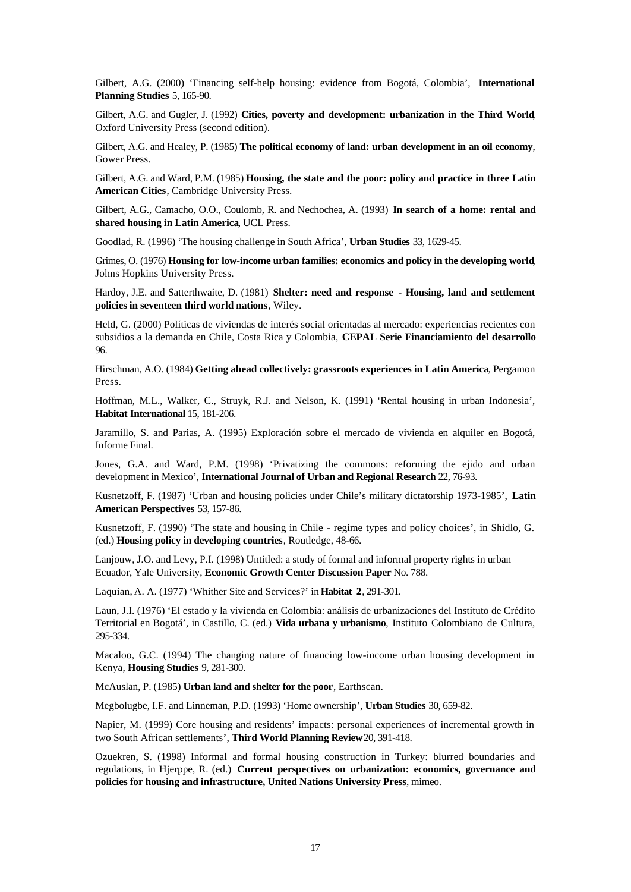Gilbert, A.G. (2000) 'Financing self-help housing: evidence from Bogotá, Colombia', **International Planning Studies** 5, 165-90.

Gilbert, A.G. and Gugler, J. (1992) **Cities, poverty and development: urbanization in the Third World**, Oxford University Press (second edition).

Gilbert, A.G. and Healey, P. (1985) **The political economy of land: urban development in an oil economy**, Gower Press.

Gilbert, A.G. and Ward, P.M. (1985) **Housing, the state and the poor: policy and practice in three Latin American Cities**, Cambridge University Press.

Gilbert, A.G., Camacho, O.O., Coulomb, R. and Nechochea, A. (1993) **In search of a home: rental and shared housing in Latin America**, UCL Press.

Goodlad, R. (1996) 'The housing challenge in South Africa', **Urban Studies** 33, 1629-45.

Grimes, O. (1976) **Housing for low-income urban families: economics and policy in the developing world**, Johns Hopkins University Press.

Hardoy, J.E. and Satterthwaite, D. (1981) **Shelter: need and response - Housing, land and settlement policies in seventeen third world nations**, Wiley.

Held, G. (2000) Políticas de viviendas de interés social orientadas al mercado: experiencias recientes con subsidios a la demanda en Chile, Costa Rica y Colombia, **CEPAL Serie Financiamiento del desarrollo** 96.

Hirschman, A.O. (1984) **Getting ahead collectively: grassroots experiences in Latin America**, Pergamon Press.

Hoffman, M.L., Walker, C., Struyk, R.J. and Nelson, K. (1991) 'Rental housing in urban Indonesia', **Habitat International** 15, 181-206.

Jaramillo, S. and Parias, A. (1995) Exploración sobre el mercado de vivienda en alquiler en Bogotá, Informe Final.

Jones, G.A. and Ward, P.M. (1998) 'Privatizing the commons: reforming the ejido and urban development in Mexico', **International Journal of Urban and Regional Research** 22, 76-93.

Kusnetzoff, F. (1987) 'Urban and housing policies under Chile's military dictatorship 1973-1985', **Latin American Perspectives** 53, 157-86.

Kusnetzoff, F. (1990) 'The state and housing in Chile - regime types and policy choices', in Shidlo, G. (ed.) **Housing policy in developing countries**, Routledge, 48-66.

Lanjouw, J.O. and Levy, P.I. (1998) Untitled: a study of formal and informal property rights in urban Ecuador, Yale University, **Economic Growth Center Discussion Paper** No. 788.

Laquian, A. A. (1977) 'Whither Site and Services?' in **Habitat 2**, 291-301.

Laun, J.I. (1976) 'El estado y la vivienda en Colombia: análisis de urbanizaciones del Instituto de Crédito Territorial en Bogotá', in Castillo, C. (ed.) **Vida urbana y urbanismo**, Instituto Colombiano de Cultura, 295-334.

Macaloo, G.C. (1994) The changing nature of financing low-income urban housing development in Kenya, **Housing Studies** 9, 281-300.

McAuslan, P. (1985) **Urban land and shelter for the poor**, Earthscan.

Megbolugbe, I.F. and Linneman, P.D. (1993) 'Home ownership', **Urban Studies** 30, 659-82.

Napier, M. (1999) Core housing and residents' impacts: personal experiences of incremental growth in two South African settlements', **Third World Planning Review** 20, 391-418.

Ozuekren, S. (1998) Informal and formal housing construction in Turkey: blurred boundaries and regulations, in Hjerppe, R. (ed.) **Current perspectives on urbanization: economics, governance and policies for housing and infrastructure, United Nations University Press**, mimeo.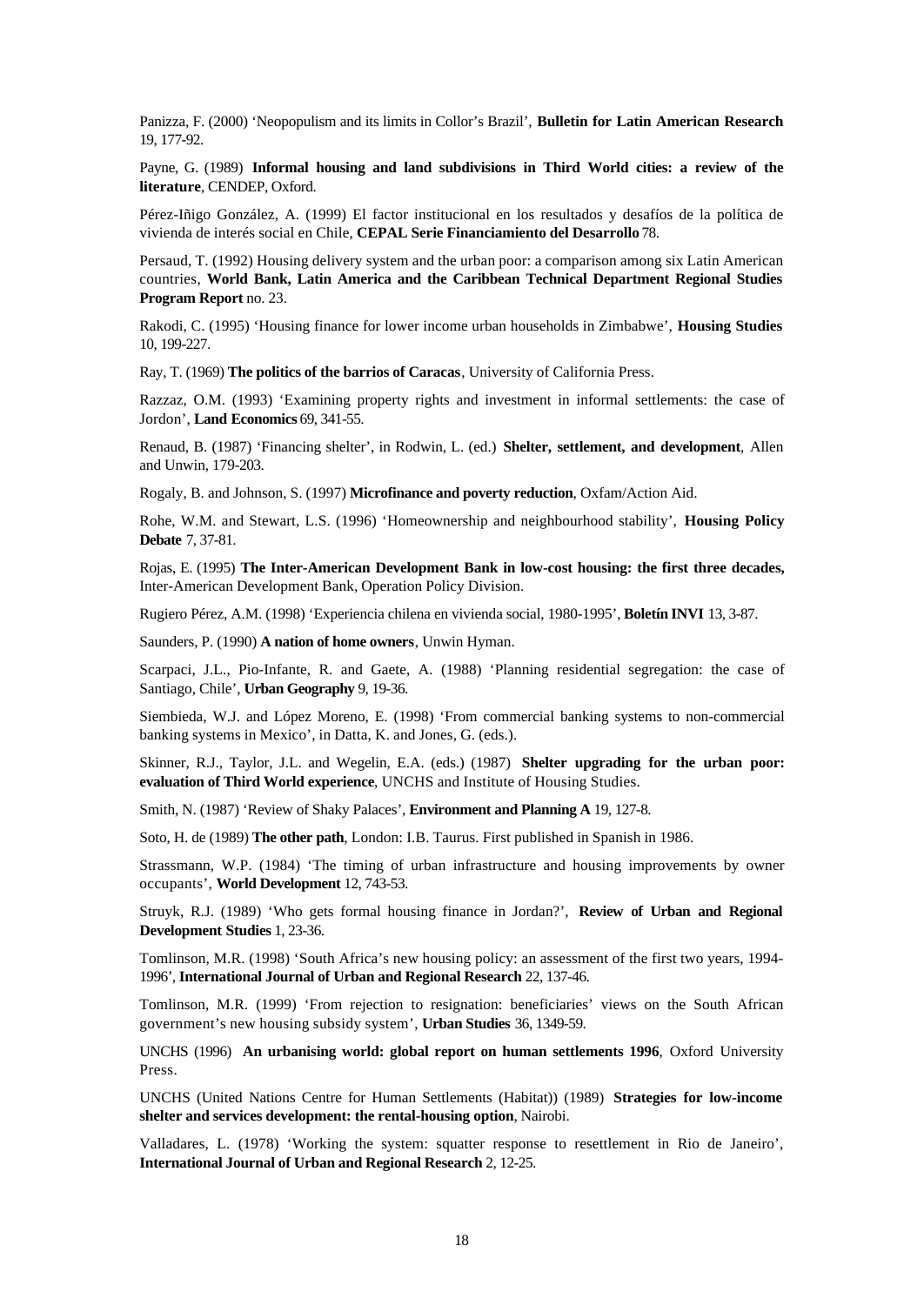Panizza, F. (2000) 'Neopopulism and its limits in Collor's Brazil', **Bulletin for Latin American Research** 19, 177-92.

Payne, G. (1989) **Informal housing and land subdivisions in Third World cities: a review of the literature**, CENDEP, Oxford.

Pérez-Iñigo González, A. (1999) El factor institucional en los resultados y desafíos de la política de vivienda de interés social en Chile, **CEPAL Serie Financiamiento del Desarrollo** 78.

Persaud, T. (1992) Housing delivery system and the urban poor: a comparison among six Latin American countries, **World Bank, Latin America and the Caribbean Technical Department Regional Studies Program Report** no. 23.

Rakodi, C. (1995) 'Housing finance for lower income urban households in Zimbabwe', **Housing Studies** 10, 199-227.

Ray, T. (1969) **The politics of the barrios of Caracas**, University of California Press.

Razzaz, O.M. (1993) 'Examining property rights and investment in informal settlements: the case of Jordon', **Land Economics** 69, 341-55.

Renaud, B. (1987) 'Financing shelter', in Rodwin, L. (ed.) **Shelter, settlement, and development**, Allen and Unwin, 179-203.

Rogaly, B. and Johnson, S. (1997) **Microfinance and poverty reduction**, Oxfam/Action Aid.

Rohe, W.M. and Stewart, L.S. (1996) 'Homeownership and neighbourhood stability', **Housing Policy Debate** 7, 37-81.

Rojas, E. (1995) **The Inter-American Development Bank in low-cost housing: the first three decades,** Inter-American Development Bank, Operation Policy Division.

Rugiero Pérez, A.M. (1998) 'Experiencia chilena en vivienda social, 1980-1995', **Boletín INVI** 13, 3-87.

Saunders, P. (1990) **A nation of home owners**, Unwin Hyman.

Scarpaci, J.L., Pio-Infante, R. and Gaete, A. (1988) 'Planning residential segregation: the case of Santiago, Chile', **Urban Geography** 9, 19-36.

Siembieda, W.J. and López Moreno, E. (1998) 'From commercial banking systems to non-commercial banking systems in Mexico', in Datta, K. and Jones, G. (eds.).

Skinner, R.J., Taylor, J.L. and Wegelin, E.A. (eds.) (1987) **Shelter upgrading for the urban poor: evaluation of Third World experience**, UNCHS and Institute of Housing Studies.

Smith, N. (1987) 'Review of Shaky Palaces', **Environment and Planning A** 19, 127-8.

Soto, H. de (1989) **The other path**, London: I.B. Taurus. First published in Spanish in 1986.

Strassmann, W.P. (1984) 'The timing of urban infrastructure and housing improvements by owner occupants', **World Development** 12, 743-53.

Struyk, R.J. (1989) 'Who gets formal housing finance in Jordan?', **Review of Urban and Regional Development Studies** 1, 23-36.

Tomlinson, M.R. (1998) 'South Africa's new housing policy: an assessment of the first two years, 1994-1996', **International Journal of Urban and Regional Research** 22, 137-46.

Tomlinson, M.R. (1999) 'From rejection to resignation: beneficiaries' views on the South African government's new housing subsidy system', **Urban Studies** 36, 1349-59.

UNCHS (1996) **An urbanising world: global report on human settlements 1996**, Oxford University Press.

UNCHS (United Nations Centre for Human Settlements (Habitat)) (1989) **Strategies for low-income shelter and services development: the rental-housing option**, Nairobi.

Valladares, L. (1978) 'Working the system: squatter response to resettlement in Rio de Janeiro', **International Journal of Urban and Regional Research** 2, 12-25.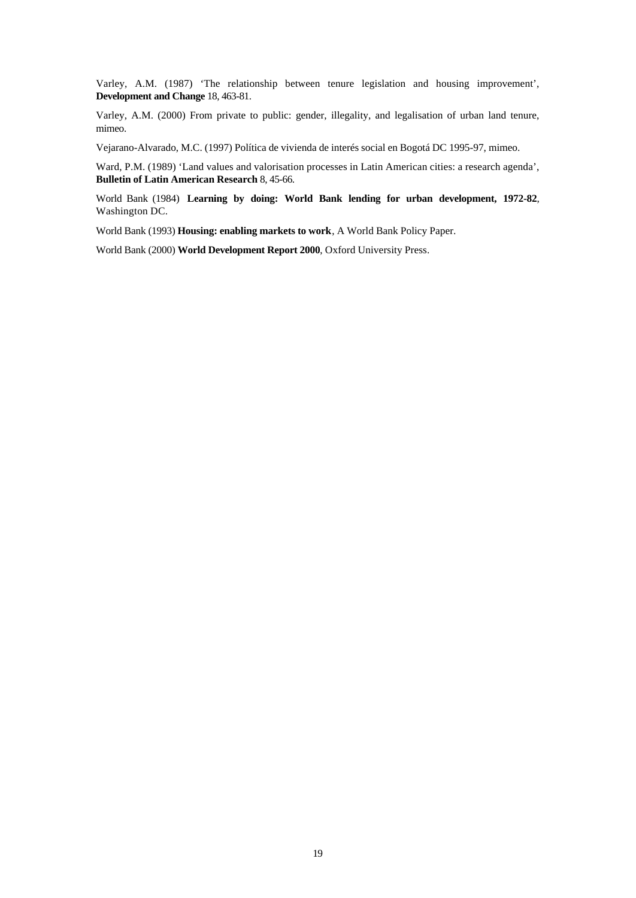Varley, A.M. (1987) 'The relationship between tenure legislation and housing improvement', **Development and Change** 18, 463-81.

Varley, A.M. (2000) From private to public: gender, illegality, and legalisation of urban land tenure, mimeo.

Vejarano-Alvarado, M.C. (1997) Política de vivienda de interés social en Bogotá DC 1995-97, mimeo.

Ward, P.M. (1989) 'Land values and valorisation processes in Latin American cities: a research agenda', **Bulletin of Latin American Research** 8, 45-66.

World Bank (1984) **Learning by doing: World Bank lending for urban development, 1972-82**, Washington DC.

World Bank (1993) **Housing: enabling markets to work**, A World Bank Policy Paper.

World Bank (2000) **World Development Report 2000**, Oxford University Press.